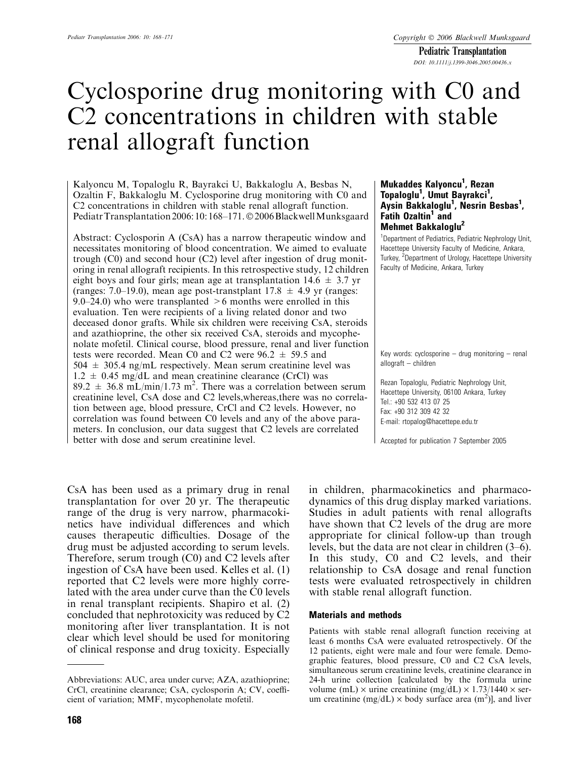# Cyclosporine drug monitoring with C0 and C2 concentrations in children with stable renal allograft function

Kalyoncu M, Topaloglu R, Bayrakci U, Bakkaloglu A, Besbas N, Ozaltin F, Bakkaloglu M. Cyclosporine drug monitoring with C0 and C2 concentrations in children with stable renal allograft function. Pediatr Transplantation 2006: 10: 168–171. © 2006 Blackwell Munksgaard

**Mukaddes Kalyoncu[1], Rezan Topaloglu[1], Umut Bayrakci[1], Aysin Bakkaloglu[1], Nesrin Besbas[1], Fatih Ozaltin[1] and Mehmet Bakkaloglu[2]**

[1]Department of Pediatrics, Pediatric Nephrology Unit, Hacettepe University Faculty of Medicine, Ankara, Turkey, [2]Department of Urology, Hacettepe University Faculty of Medicine, Ankara, Turkey

Abstract: Cyclosporin A (CsA) has a narrow therapeutic window and necessitates monitoring of blood concentration. We aimed to evaluate trough (C0) and second hour (C2) level after ingestion of drug monitoring in renal allograft recipients. In this retrospective study, 12 children eight boys and four girls; mean age at transplantation 14.6 ± 3.7 yr (ranges: 7.0–19.0), mean age post-transtplant 17.8 ± 4.9 yr (ranges: 9.0–24.0) who were transplanted >6 months were enrolled in this evaluation. Ten were recipients of a living related donor and two deceased donor grafts. While six children were receiving CsA, steroids and azathioprine, the other six received CsA, steroids and mycophenolate mofetil. Clinical course, blood pressure, renal and liver function tests were recorded. Mean C0 and C2 were 96.2 ± 59.5 and 504 ± 305.4 ng/mL respectively. Mean serum creatinine level was 1.2 ± 0.45 mg/dL and mean creatinine clearance (CrCl) was 89.2 ± 36.8 mL/min/1.73 m$^2$. There was a correlation between serum creatinine level, CsA dose and C2 levels,whereas,there was no correlation between age, blood pressure, CrCl and C2 levels. However, no correlation was found between C0 levels and any of the above parameters. In conclusion, our data suggest that C2 levels are correlated better with dose and serum creatinine level.

Key words: cyclosporine – drug monitoring – renal allograft – children

Rezan Topaloglu, Pediatric Nephrology Unit, Hacettepe University, 06100 Ankara, Turkey
Tel.: +90 532 413 07 25
Fax: +90 312 309 42 32
E-mail: rtopalog@hacettepe.edu.tr

Accepted for publication 7 September 2005

CsA has been used as a primary drug in renal transplantation for over 20 yr. The therapeutic range of the drug is very narrow, pharmacokinetics have individual differences and which causes therapeutic difficulties. Dosage of the drug must be adjusted according to serum levels. Therefore, serum trough (C0) and C2 levels after ingestion of CsA have been used. Kelles et al. (1) reported that C2 levels were more highly correlated with the area under curve than the C0 levels in renal transplant recipients. Shapiro et al. (2) concluded that nephrotoxicity was reduced by C2 monitoring after liver transplantation. It is not clear which level should be used for monitoring of clinical response and drug toxicity. Especially in children, pharmacokinetics and pharmacodynamics of this drug display marked variations. Studies in adult patients with renal allografts have shown that C2 levels of the drug are more appropriate for clinical follow-up than trough levels, but the data are not clear in children (3–6). In this study, C0 and C2 levels, and their relationship to CsA dosage and renal function tests were evaluated retrospectively in children with stable renal allograft function.

Abbreviations: AUC, area under curve; AZA, azathioprine; CrCl, creatinine clearance; CsA, cyclosporin A; CV, coefficient of variation; MMF, mycophenolate mofetil.

## Materials and methods

Patients with stable renal allograft function receiving at least 6 months CsA were evaluated retrospectively. Of the 12 patients, eight were male and four were female. Demographic features, blood pressure, C0 and C2 CsA levels, simultaneous serum creatinine levels, creatinine clearance in 24-h urine collection [calculated by the formula urine volume (mL) × urine creatinine (mg/dL) × 1.73/1440 × serum creatinine (mg/dL) × body surface area (m$^2$)], and liver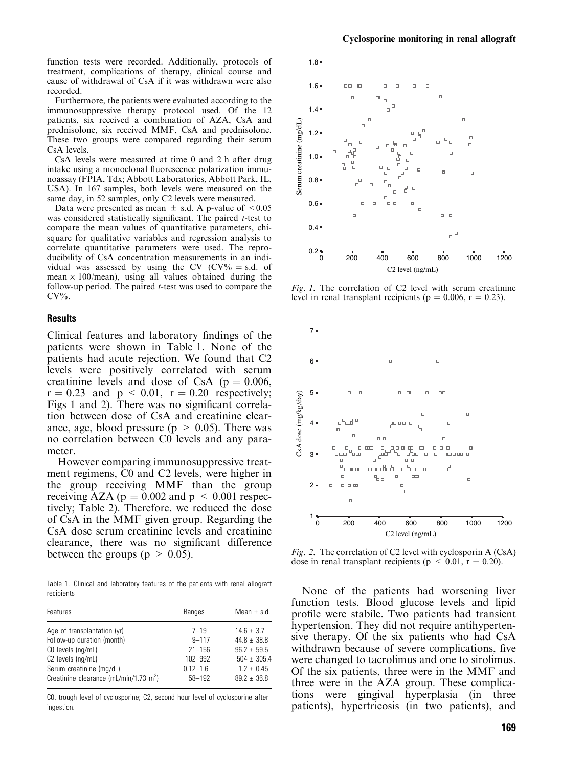function tests were recorded. Additionally, protocols of treatment, complications of therapy, clinical course and cause of withdrawal of CsA if it was withdrawn were also recorded.

Furthermore, the patients were evaluated according to the immunosuppressive therapy protocol used. Of the 12 patients, six received a combination of AZA, CsA and prednisolone, six received MMF, CsA and prednisolone. These two groups were compared regarding their serum CsA levels.

CsA levels were measured at time 0 and 2 h after drug intake using a monoclonal fluorescence polarization immunoassay (FPIA, Tdx; Abbott Laboratories, Abbott Park, IL, USA). In 167 samples, both levels were measured on the same day, in 52 samples, only C2 levels were measured.

Data were presented as mean ± s.d. A p-value of $<0.05$ was considered statistically significant. The paired *t*-test to compare the mean values of quantitative parameters, chi-square for qualitative variables and regression analysis to correlate quantitative parameters were used. The reproducibility of CsA concentration measurements in an individual was assessed by using the CV (CV% = s.d. of mean × 100/mean), using all values obtained during the follow-up period. The paired *t*-test was used to compare the CV%.

## Results

Clinical features and laboratory findings of the patients were shown in Table 1. None of the patients had acute rejection. We found that C2 levels were positively correlated with serum creatinine levels and dose of CsA ($p = 0.006$, $r = 0.23$ and $p < 0.01$, $r = 0.20$ respectively; Figs 1 and 2). There was no significant correlation between dose of CsA and creatinine clearance, age, blood pressure ($p > 0.05$). There was no correlation between C0 levels and any parameter.

However comparing immunosuppressive treatment regimens, C0 and C2 levels, were higher in the group receiving MMF than the group receiving AZA ($p = 0.002$ and $p < 0.001$ respectively; Table 2). Therefore, we reduced the dose of CsA in the MMF given group. Regarding the CsA dose serum creatinine levels and creatinine clearance, there was no significant difference between the groups ($p > 0.05$).

Table 1. Clinical and laboratory features of the patients with renal allograft recipients

| Features | Ranges | Mean ± s.d. |
|---|---|---|
| Age of transplantation (yr) | 7–19 | 14.6 ± 3.7 |
| Follow-up duration (month) | 9–117 | 44.8 ± 38.8 |
| C0 levels (ng/mL) | 21–156 | 96.2 ± 59.5 |
| C2 levels (ng/mL) | 102–992 | 504 ± 305.4 |
| Serum creatinine (mg/dL) | 0.12–1.6 | 1.2 ± 0.45 |
| Creatinine clearance (mL/min/1.73 m$^2$) | 58–192 | 89.2 ± 36.8 |

C0, trough level of cyclosporine; C2, second hour level of cyclosporine after ingestion.

*Fig. 1.* The correlation of C2 level with serum creatinine level in renal transplant recipients ($p = 0.006$, $r = 0.23$).

*Fig. 2.* The correlation of C2 level with cyclosporin A (CsA) dose in renal transplant recipients ($p < 0.01$, $r = 0.20$).

None of the patients had worsening liver function tests. Blood glucose levels and lipid profile were stabile. Two patients had transient hypertension. They did not require antihypertensive therapy. Of the six patients who had CsA withdrawn because of severe complications, five were changed to tacrolimus and one to sirolimus. Of the six patients, three were in the MMF and three were in the AZA group. These complications were gingival hyperplasia (in three patients), hypertricosis (in two patients), and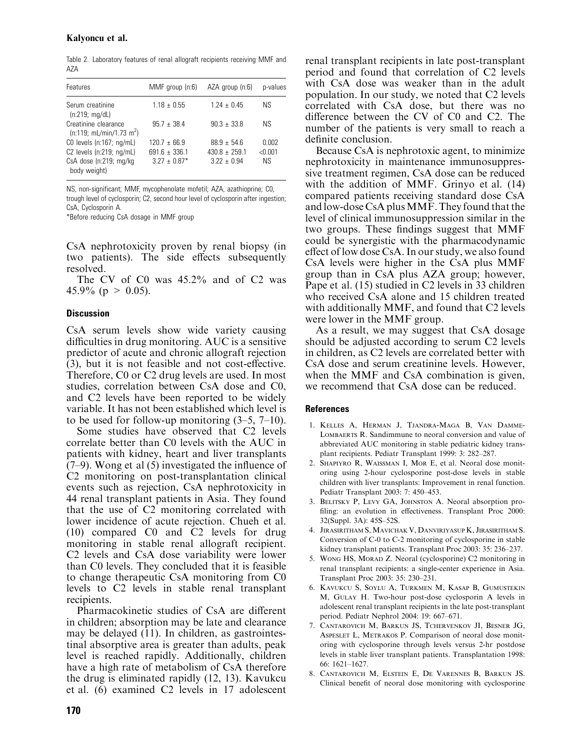Table 2. Laboratory features of renal allograft recipients receiving MMF and AZA

| Features | MMF group (n:6) | AZA group (n:6) | p-values |
| --- | --- | --- | --- |
| Serum creatinine (n:219; mg/dL) | 1.18 ± 0.55 | 1.24 ± 0.45 | NS |
| Creatinine clearance (n:119; mL/min/1.73 m$^2$) | 95.7 ± 38.4 | 90.3 ± 33.8 | NS |
| C0 levels (n:167; ng/mL) | 120.7 ± 66.9 | 88.9 ± 54.6 | 0.002 |
| C2 levels (n:219; ng/mL) | 691.6 ± 336.1 | 430.8 ± 259.1 | <0.001 |
| CsA dose (n:219; mg/kg body weight) | 3.27 ± 0.87* | 3.22 ± 0.94 | NS |

NS, non-significant; MMF, mycophenolate mofetil; AZA, azathioprine; C0, trough level of cyclosporin; C2, second hour level of cyclosporin after ingestion; CsA, Cyclosporin A.

*Before reducing CsA dosage in MMF group

CsA nephrotoxicity proven by renal biopsy (in two patients). The side effects subsequently resolved.

The CV of C0 was 45.2% and of C2 was 45.9% ($p > 0.05$).

## Discussion

CsA serum levels show wide variety causing difficulties in drug monitoring. AUC is a sensitive predictor of acute and chronic allograft rejection (3), but it is not feasible and not cost-effective. Therefore, C0 or C2 drug levels are used. In most studies, correlation between CsA dose and C0, and C2 levels have been reported to be widely variable. It has not been established which level is to be used for follow-up monitoring (3–5, 7–10).

Some studies have observed that C2 levels correlate better than C0 levels with the AUC in patients with kidney, heart and liver transplants (7–9). Wong et al (5) investigated the influence of C2 monitoring on post-transplantation clinical events such as rejection, CsA nephrotoxicity in 44 renal transplant patients in Asia. They found that the use of C2 monitoring correlated with lower incidence of acute rejection. Chueh et al. (10) compared C0 and C2 levels for drug monitoring in stable renal allograft recipient. C2 levels and CsA dose variability were lower than C0 levels. They concluded that it is feasible to change therapeutic CsA monitoring from C0 levels to C2 levels in stable renal transplant recipients.

Pharmacokinetic studies of CsA are different in children; absorption may be late and clearance may be delayed (11). In children, as gastrointestinal absorptive area is greater than adults, peak level is reached rapidly. Additionally, children have a high rate of metabolism of CsA therefore the drug is eliminated rapidly (12, 13). Kavukcu et al. (6) examined C2 levels in 17 adolescent renal transplant recipients in late post-transplant period and found that correlation of C2 levels with CsA dose was weaker than in the adult population. In our study, we noted that C2 levels correlated with CsA dose, but there was no difference between the CV of C0 and C2. The number of the patients is very small to reach a definite conclusion.

Because CsA is nephrotoxic agent, to minimize nephrotoxicity in maintenance immunosuppressive treatment regimen, CsA dose can be reduced with the addition of MMF. Grinyo et al. (14) compared patients receiving standard dose CsA and low-dose CsA plus MMF. They found that the level of clinical immunosuppression similar in the two groups. These findings suggest that MMF could be synergistic with the pharmacodynamic effect of low dose CsA. In our study, we also found CsA levels were higher in the CsA plus MMF group than in CsA plus AZA group; however, Pape et al. (15) studied in C2 levels in 33 children who received CsA alone and 15 children treated with additionally MMF, and found that C2 levels were lower in the MMF group.

As a result, we may suggest that CsA dosage should be adjusted according to serum C2 levels in children, as C2 levels are correlated better with CsA dose and serum creatinine levels. However, when the MMF and CsA combination is given, we recommend that CsA dose can be reduced.

## References

1. Kelles A, Herman J, Tjandra-Maga B, Van Damme-Lombaerts R. Sandimmune to neoral conversion and value of abbreviated AUC monitoring in stable pediatric kidney transplant recipients. Pediatr Transplant 1999: 3: 282–287.
2. Shapiyro R, Waissman I, Mor E, et al. Neoral dose monitoring using 2-hour cyclosporine post-dose levels in stable children with liver transplants: Improvement in renal function. Pediatr Transplant 2003: 7: 450–453.
3. Belitsky P, Levy GA, Johnston A. Neoral absorption profiling: an evolution in effectiveness. Transplant Proc 2000: 32(Suppl. 3A): 45S–52S.
4. Jirasiritham S, Mavichak V, Danviriyasup K, Jirasiritham S. Conversion of C-0 to C-2 monitoring of cyclosporine in stable kidney transplant patients. Transplant Proc 2003: 35: 236–237.
5. Wong HS, Morad Z. Neoral (cyclosporine) C2 monitoring in renal transplant recipients: a single-center experience in Asia. Transplant Proc 2003: 35: 230–231.
6. Kavukcu S, Soylu A, Turkmen M, Kasap B, Gumustekin M, Gulay H. Two-hour post-dose cyclosporin A levels in adolescent renal transplant recipients in the late post-transplant period. Pediatr Nephrol 2004: 19: 667–671.
7. Cantarovich M, Barkun JS, Tchervenkov JI, Besner JG, Aspeslet L, Metrakos P. Comparison of neoral dose monitoring with cyclosporine through levels versus 2-hr postdose levels in stable liver transplant patients. Transplantation 1998: 66: 1621–1627.
8. Cantarovich M, Elstein E, De Varennes B, Barkun JS. Clinical benefit of neoral dose monitoring with cyclosporine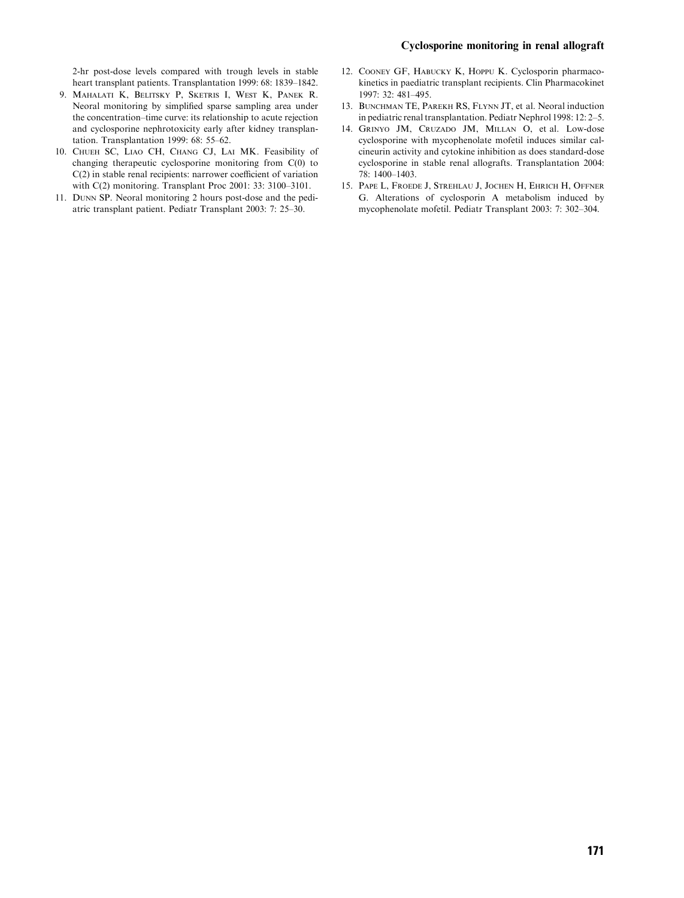2-hr post-dose levels compared with trough levels in stable heart transplant patients. Transplantation 1999: 68: 1839–1842.

9. Mahalati K, Belitsky P, Sketris I, West K, Panek R. Neoral monitoring by simplified sparse sampling area under the concentration–time curve: its relationship to acute rejection and cyclosporine nephrotoxicity early after kidney transplantation. Transplantation 1999: 68: 55–62.
10. Chueh SC, Liao CH, Chang CJ, Lai MK. Feasibility of changing therapeutic cyclosporine monitoring from C(0) to C(2) in stable renal recipients: narrower coefficient of variation with C(2) monitoring. Transplant Proc 2001: 33: 3100–3101.
11. Dunn SP. Neoral monitoring 2 hours post-dose and the pediatric transplant patient. Pediatr Transplant 2003: 7: 25–30.
12. Cooney GF, Habucky K, Hoppu K. Cyclosporin pharmacokinetics in paediatric transplant recipients. Clin Pharmacokinet 1997: 32: 481–495.
13. Bunchman TE, Parekh RS, Flynn JT, et al. Neoral induction in pediatric renal transplantation. Pediatr Nephrol 1998: 12: 2–5.
14. Grinyo JM, Cruzado JM, Millan O, et al. Low-dose cyclosporine with mycophenolate mofetil induces similar calcineurin activity and cytokine inhibition as does standard-dose cyclosporine in stable renal allografts. Transplantation 2004: 78: 1400–1403.
15. Pape L, Froede J, Strehlau J, Jochen H, Ehrich H, Offner G. Alterations of cyclosporin A metabolism induced by mycophenolate mofetil. Pediatr Transplant 2003: 7: 302–304.